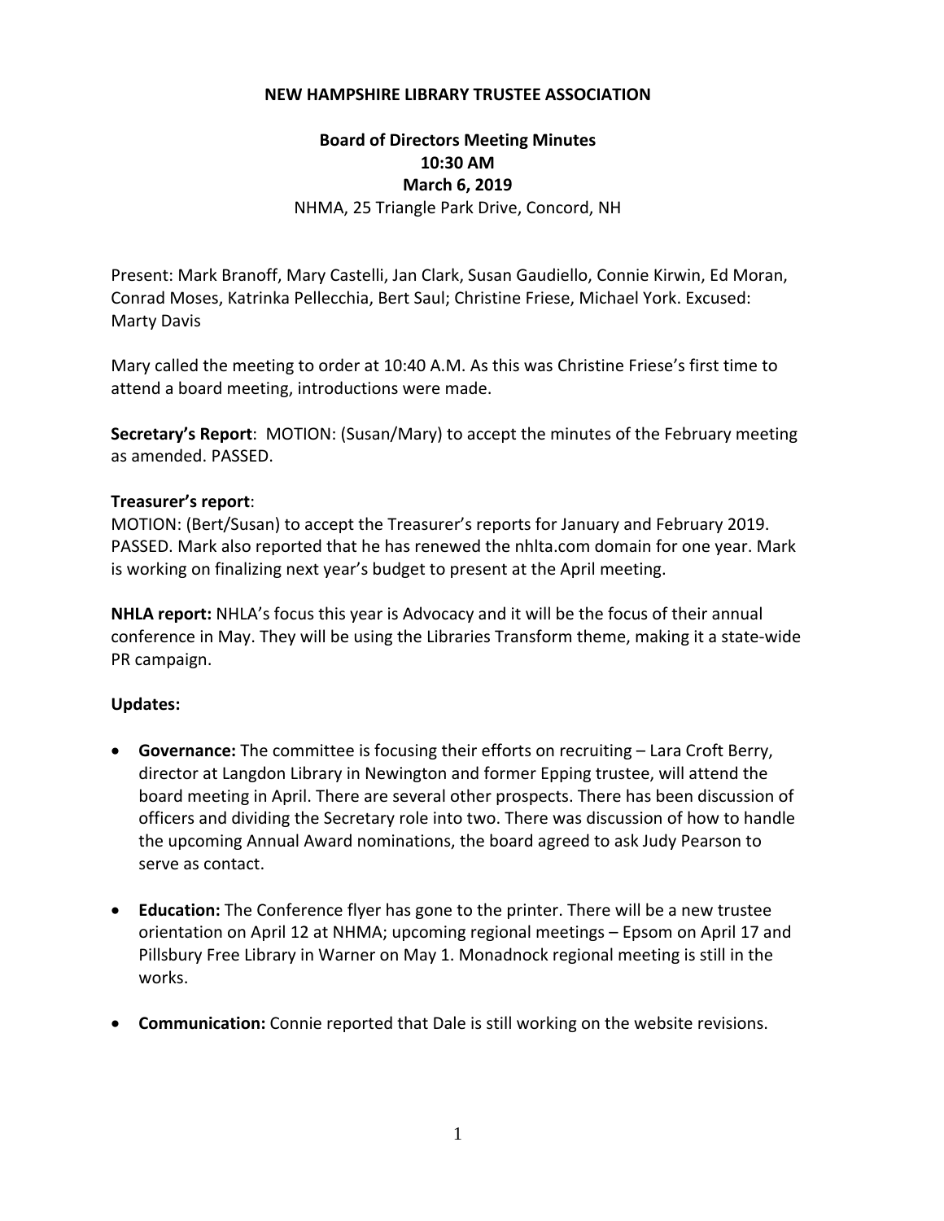**NEW HAMPSHIRE LIBRARY TRUSTEE ASSOCIATION**

**Board of Directors Meeting Minutes**
**10:30 AM**
**March 6, 2019**
NHMA, 25 Triangle Park Drive, Concord, NH

Present: Mark Branoff, Mary Castelli, Jan Clark, Susan Gaudiello, Connie Kirwin, Ed Moran, Conrad Moses, Katrinka Pellecchia, Bert Saul; Christine Friese, Michael York. Excused: Marty Davis

Mary called the meeting to order at 10:40 A.M. As this was Christine Friese's first time to attend a board meeting, introductions were made.

**Secretary's Report**: MOTION: (Susan/Mary) to accept the minutes of the February meeting as amended. PASSED.

**Treasurer's report**:
MOTION: (Bert/Susan) to accept the Treasurer's reports for January and February 2019. PASSED. Mark also reported that he has renewed the nhlta.com domain for one year. Mark is working on finalizing next year's budget to present at the April meeting.

**NHLA report:** NHLA's focus this year is Advocacy and it will be the focus of their annual conference in May. They will be using the Libraries Transform theme, making it a state-wide PR campaign.

**Updates:**

- **Governance:** The committee is focusing their efforts on recruiting – Lara Croft Berry, director at Langdon Library in Newington and former Epping trustee, will attend the board meeting in April. There are several other prospects. There has been discussion of officers and dividing the Secretary role into two. There was discussion of how to handle the upcoming Annual Award nominations, the board agreed to ask Judy Pearson to serve as contact.

- **Education:** The Conference flyer has gone to the printer. There will be a new trustee orientation on April 12 at NHMA; upcoming regional meetings – Epsom on April 17 and Pillsbury Free Library in Warner on May 1. Monadnock regional meeting is still in the works.

- **Communication:** Connie reported that Dale is still working on the website revisions.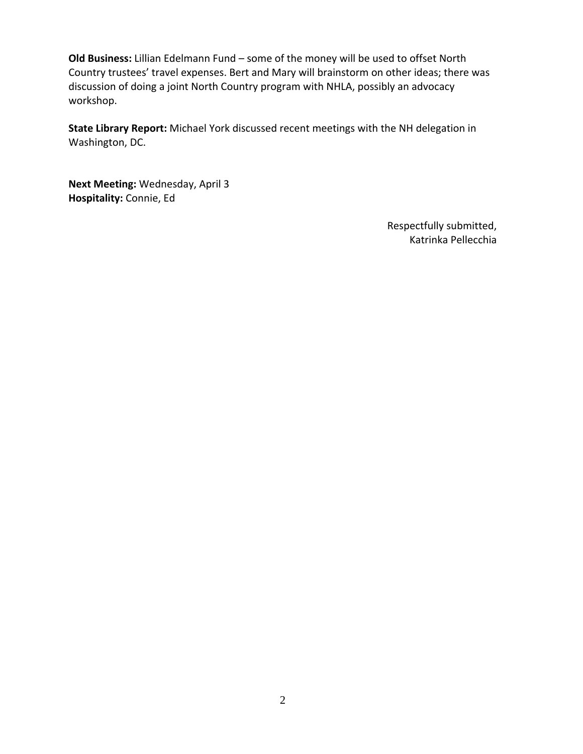**Old Business:** Lillian Edelmann Fund – some of the money will be used to offset North Country trustees' travel expenses. Bert and Mary will brainstorm on other ideas; there was discussion of doing a joint North Country program with NHLA, possibly an advocacy workshop.

**State Library Report:** Michael York discussed recent meetings with the NH delegation in Washington, DC.

**Next Meeting:** Wednesday, April 3
**Hospitality:** Connie, Ed

Respectfully submitted,
Katrinka Pellecchia